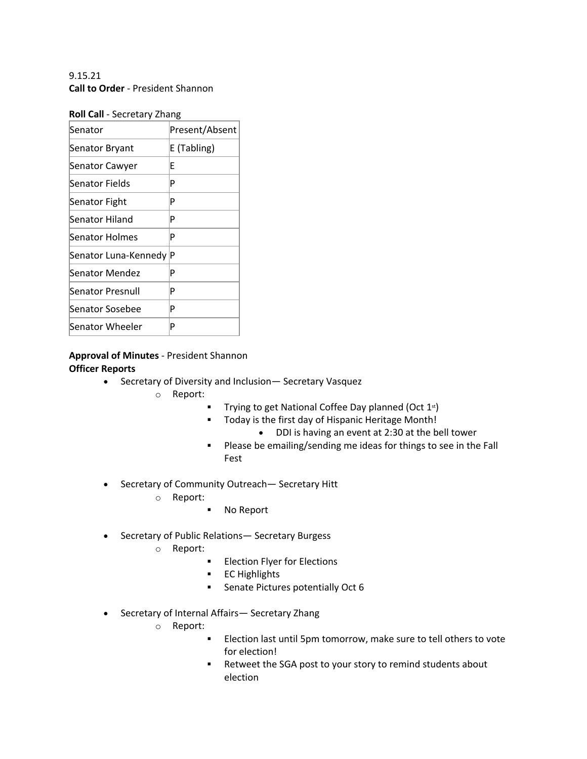9.15.21

**Call to Order** - President Shannon

**Roll Call** - Secretary Zhang

| Senator | Present/Absent |
| --- | --- |
| Senator Bryant | E (Tabling) |
| Senator Cawyer | E |
| Senator Fields | P |
| Senator Fight | P |
| Senator Hiland | P |
| Senator Holmes | P |
| Senator Luna-Kennedy | P |
| Senator Mendez | P |
| Senator Presnull | P |
| Senator Sosebee | P |
| Senator Wheeler | P |

**Approval of Minutes** - President Shannon

**Officer Reports**

- Secretary of Diversity and Inclusion— Secretary Vasquez
  - Report:
    - Trying to get National Coffee Day planned (Oct 1st)
    - Today is the first day of Hispanic Heritage Month!
      - DDI is having an event at 2:30 at the bell tower
    - Please be emailing/sending me ideas for things to see in the Fall Fest

- Secretary of Community Outreach— Secretary Hitt
  - Report:
    - No Report

- Secretary of Public Relations— Secretary Burgess
  - Report:
    - Election Flyer for Elections
    - EC Highlights
    - Senate Pictures potentially Oct 6

- Secretary of Internal Affairs— Secretary Zhang
  - Report:
    - Election last until 5pm tomorrow, make sure to tell others to vote for election!
    - Retweet the SGA post to your story to remind students about election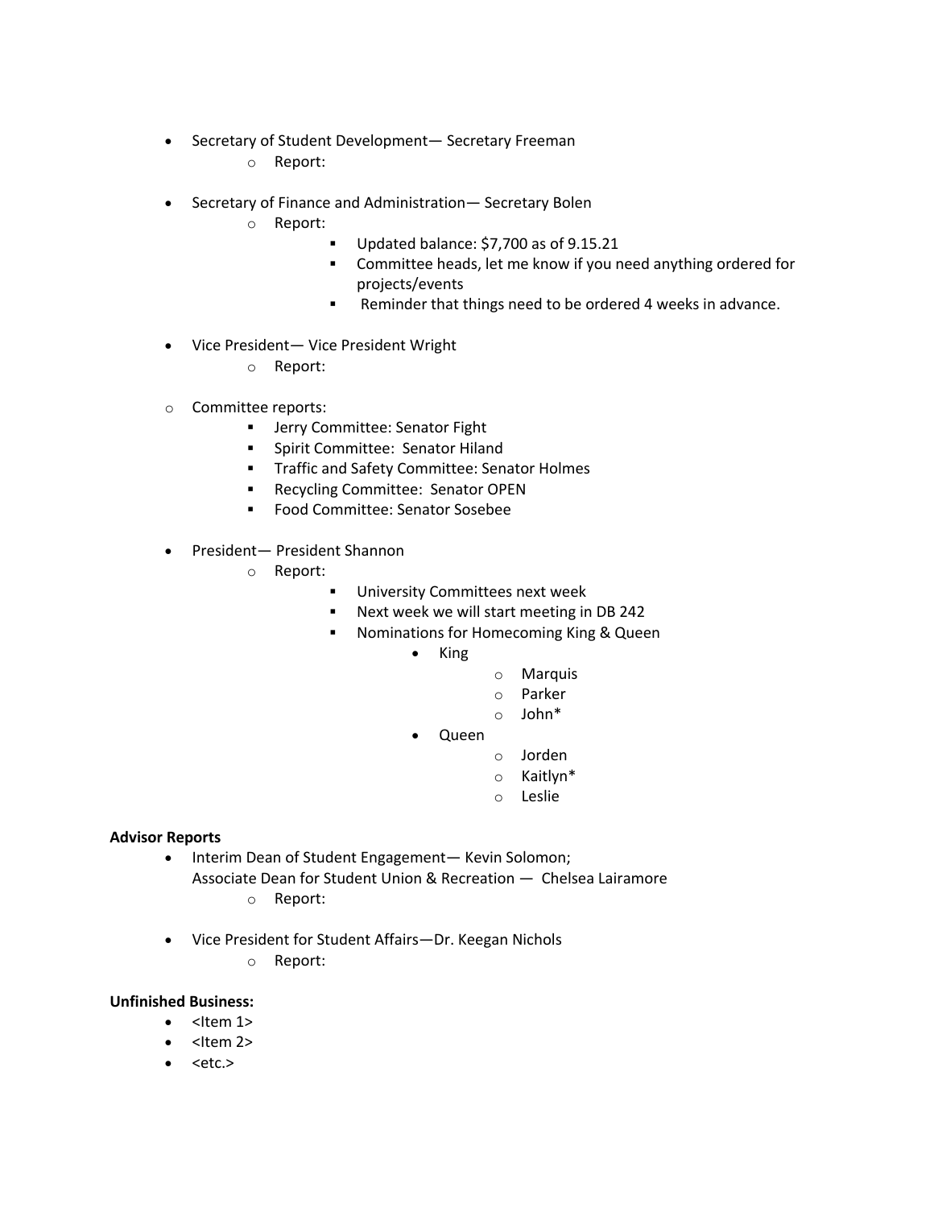- Secretary of Student Development— Secretary Freeman
  - Report:
- Secretary of Finance and Administration— Secretary Bolen
  - Report:
    - Updated balance: $7,700 as of 9.15.21
    - Committee heads, let me know if you need anything ordered for projects/events
    - Reminder that things need to be ordered 4 weeks in advance.
- Vice President— Vice President Wright
  - Report:
  - Committee reports:
    - Jerry Committee: Senator Fight
    - Spirit Committee: Senator Hiland
    - Traffic and Safety Committee: Senator Holmes
    - Recycling Committee: Senator OPEN
    - Food Committee: Senator Sosebee
- President— President Shannon
  - Report:
    - University Committees next week
    - Next week we will start meeting in DB 242
    - Nominations for Homecoming King & Queen
      - King
        - Marquis
        - Parker
        - John*
      - Queen
        - Jorden
        - Kaitlyn*
        - Leslie

**Advisor Reports**

- Interim Dean of Student Engagement— Kevin Solomon;
  Associate Dean for Student Union & Recreation — Chelsea Lairamore
  - Report:
- Vice President for Student Affairs—Dr. Keegan Nichols
  - Report:

**Unfinished Business:**

- <Item 1>
- <Item 2>
- <etc.>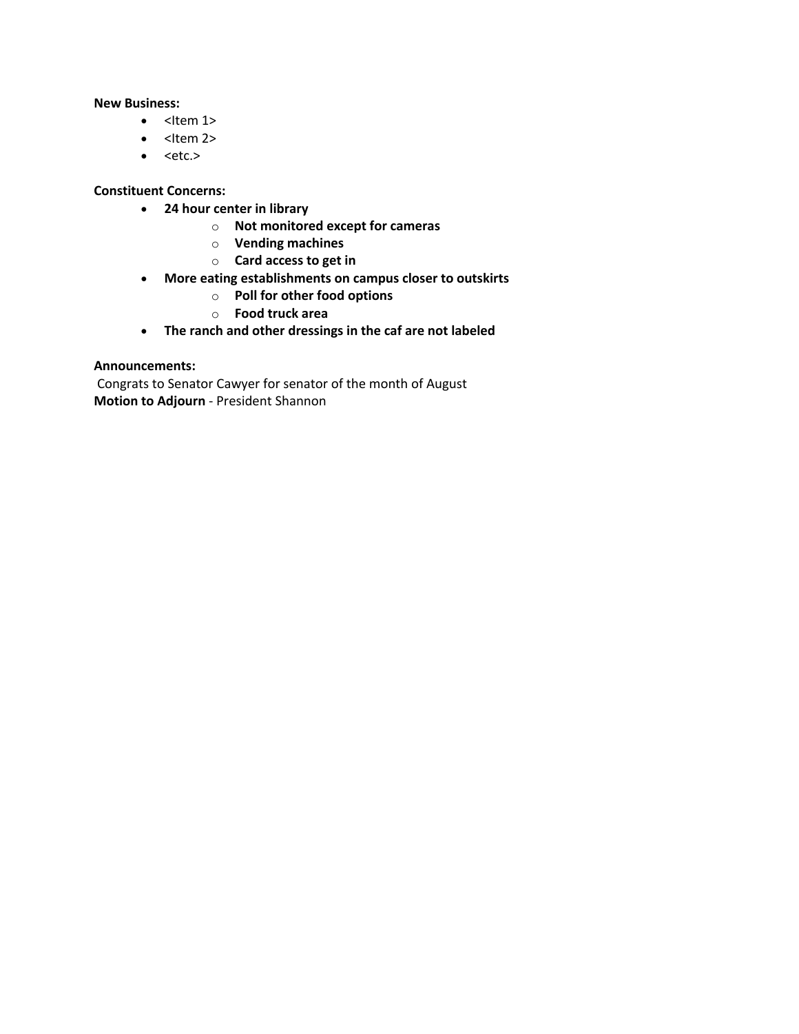**New Business:**

- <Item 1>
- <Item 2>
- <etc.>

**Constituent Concerns:**

- **24 hour center in library**
  - **Not monitored except for cameras**
  - **Vending machines**
  - **Card access to get in**
- **More eating establishments on campus closer to outskirts**
  - **Poll for other food options**
  - **Food truck area**
- **The ranch and other dressings in the caf are not labeled**

**Announcements:**

Congrats to Senator Cawyer for senator of the month of August

**Motion to Adjourn** - President Shannon